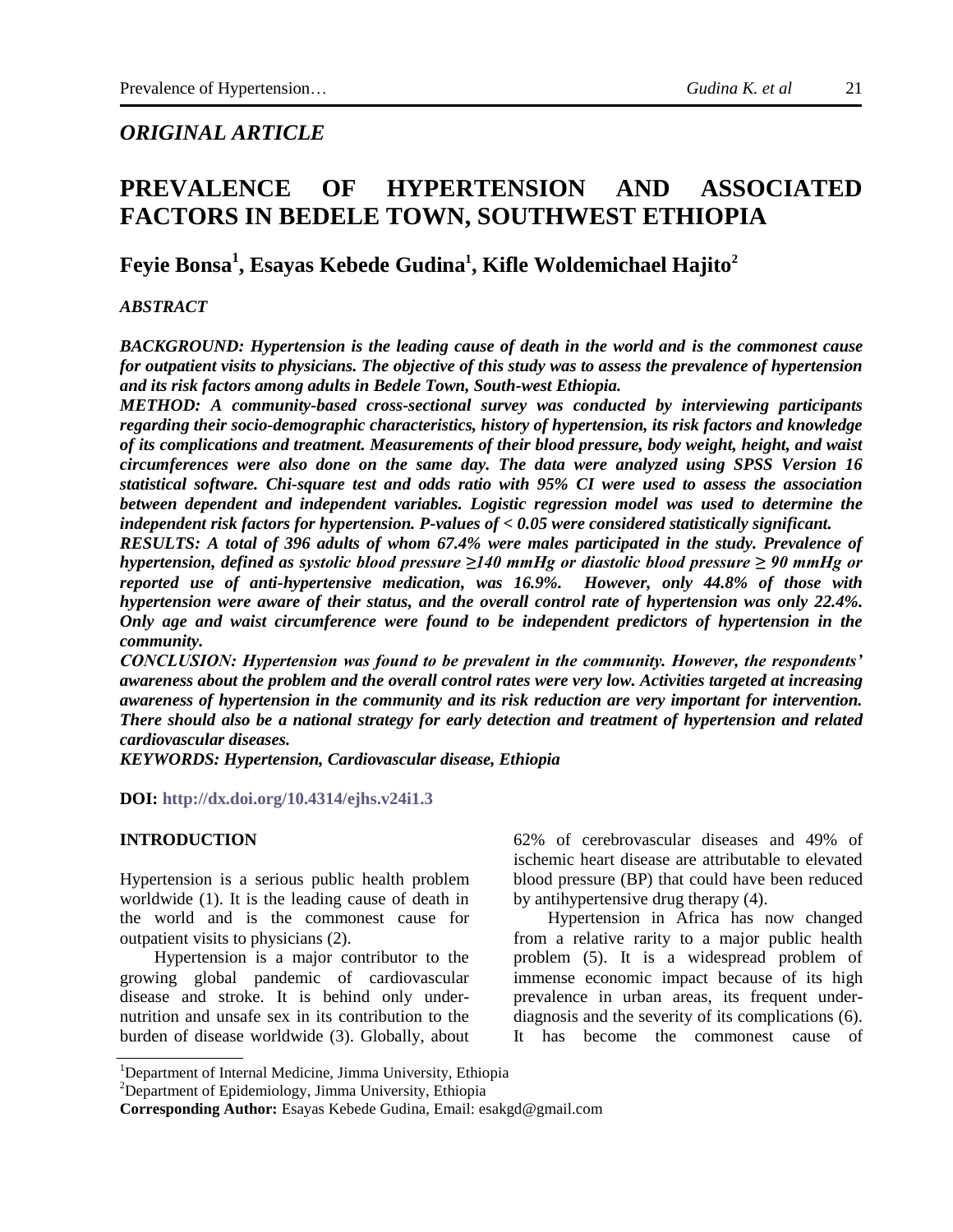## *ORIGINAL ARTICLE*

# PREVALENCE OF HYPERTENSION AND ASSOCIATED FACTORS IN BEDELE TOWN, SOUTHWEST ETHIOPIA

## Feyie Bonsa[1], Esayas Kebede Gudina[1], Kifle Woldemichael Hajito[2]

### *ABSTRACT*

***BACKGROUND:** Hypertension is the leading cause of death in the world and is the commonest cause for outpatient visits to physicians. The objective of this study was to assess the prevalence of hypertension and its risk factors among adults in Bedele Town, South-west Ethiopia.*

***METHOD:** A community-based cross-sectional survey was conducted by interviewing participants regarding their socio-demographic characteristics, history of hypertension, its risk factors and knowledge of its complications and treatment. Measurements of their blood pressure, body weight, height, and waist circumferences were also done on the same day. The data were analyzed using SPSS Version 16 statistical software. Chi-square test and odds ratio with 95% CI were used to assess the association between dependent and independent variables. Logistic regression model was used to determine the independent risk factors for hypertension. P-values of < 0.05 were considered statistically significant.*

***RESULTS:** A total of 396 adults of whom 67.4% were males participated in the study. Prevalence of hypertension, defined as systolic blood pressure ≥140 mmHg or diastolic blood pressure ≥ 90 mmHg or reported use of anti-hypertensive medication, was 16.9%. However, only 44.8% of those with hypertension were aware of their status, and the overall control rate of hypertension was only 22.4%. Only age and waist circumference were found to be independent predictors of hypertension in the community.*

***CONCLUSION:** Hypertension was found to be prevalent in the community. However, the respondents' awareness about the problem and the overall control rates were very low. Activities targeted at increasing awareness of hypertension in the community and its risk reduction are very important for intervention. There should also be a national strategy for early detection and treatment of hypertension and related cardiovascular diseases.*

***KEYWORDS:** Hypertension, Cardiovascular disease, Ethiopia*

**DOI: http://dx.doi.org/10.4314/ejhs.v24i1.3**

### INTRODUCTION

Hypertension is a serious public health problem worldwide (1). It is the leading cause of death in the world and is the commonest cause for outpatient visits to physicians (2).

Hypertension is a major contributor to the growing global pandemic of cardiovascular disease and stroke. It is behind only under-nutrition and unsafe sex in its contribution to the burden of disease worldwide (3). Globally, about 62% of cerebrovascular diseases and 49% of ischemic heart disease are attributable to elevated blood pressure (BP) that could have been reduced by antihypertensive drug therapy (4).

Hypertension in Africa has now changed from a relative rarity to a major public health problem (5). It is a widespread problem of immense economic impact because of its high prevalence in urban areas, its frequent under-diagnosis and the severity of its complications (6). It has become the commonest cause of

[1]Department of Internal Medicine, Jimma University, Ethiopia
[2]Department of Epidemiology, Jimma University, Ethiopia
**Corresponding Author:** Esayas Kebede Gudina, Email: esakgd@gmail.com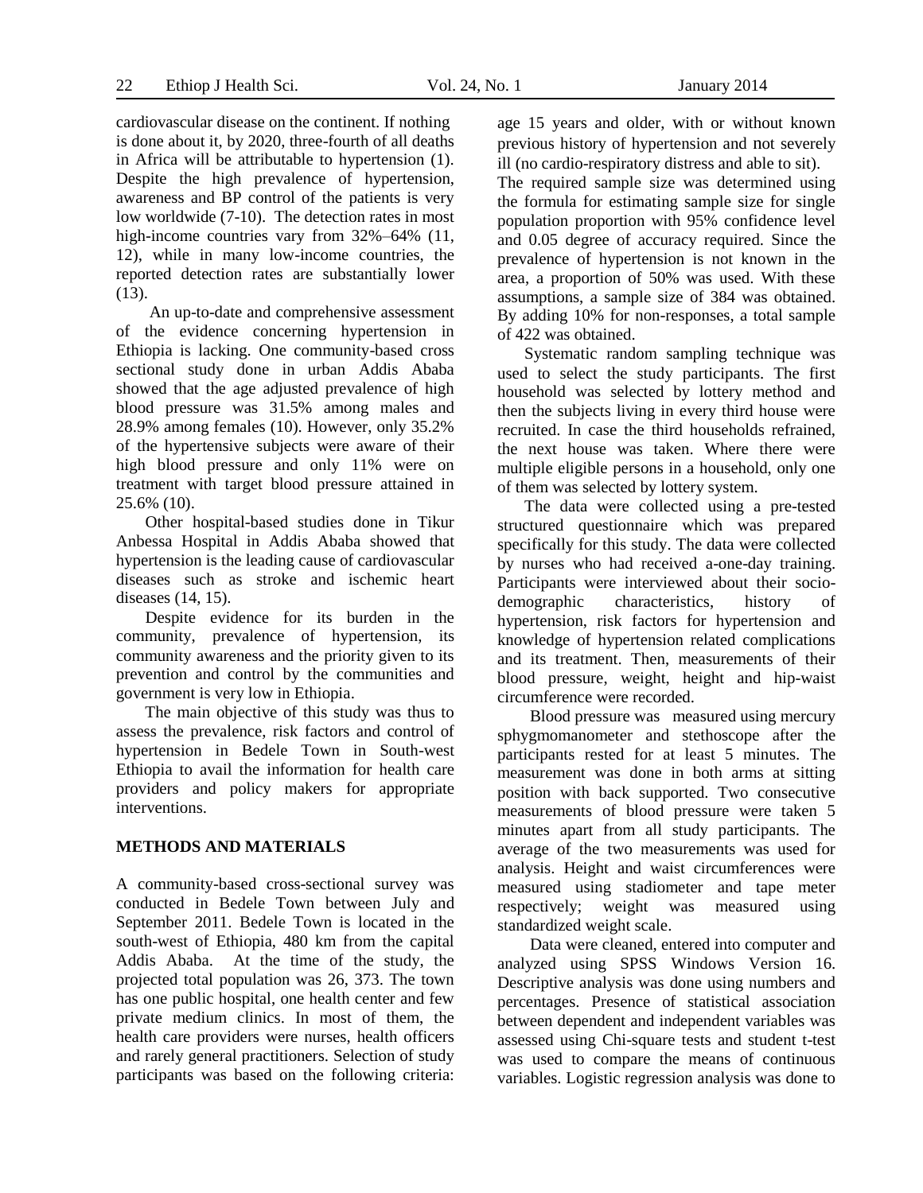cardiovascular disease on the continent. If nothing is done about it, by 2020, three-fourth of all deaths in Africa will be attributable to hypertension (1). Despite the high prevalence of hypertension, awareness and BP control of the patients is very low worldwide (7-10). The detection rates in most high-income countries vary from 32%–64% (11, 12), while in many low-income countries, the reported detection rates are substantially lower (13).

An up-to-date and comprehensive assessment of the evidence concerning hypertension in Ethiopia is lacking. One community-based cross sectional study done in urban Addis Ababa showed that the age adjusted prevalence of high blood pressure was 31.5% among males and 28.9% among females (10). However, only 35.2% of the hypertensive subjects were aware of their high blood pressure and only 11% were on treatment with target blood pressure attained in 25.6% (10).

Other hospital-based studies done in Tikur Anbessa Hospital in Addis Ababa showed that hypertension is the leading cause of cardiovascular diseases such as stroke and ischemic heart diseases (14, 15).

Despite evidence for its burden in the community, prevalence of hypertension, its community awareness and the priority given to its prevention and control by the communities and government is very low in Ethiopia.

The main objective of this study was thus to assess the prevalence, risk factors and control of hypertension in Bedele Town in South-west Ethiopia to avail the information for health care providers and policy makers for appropriate interventions.

## METHODS AND MATERIALS

A community-based cross-sectional survey was conducted in Bedele Town between July and September 2011. Bedele Town is located in the south-west of Ethiopia, 480 km from the capital Addis Ababa. At the time of the study, the projected total population was 26, 373. The town has one public hospital, one health center and few private medium clinics. In most of them, the health care providers were nurses, health officers and rarely general practitioners. Selection of study participants was based on the following criteria: age 15 years and older, with or without known previous history of hypertension and not severely ill (no cardio-respiratory distress and able to sit).

The required sample size was determined using the formula for estimating sample size for single population proportion with 95% confidence level and 0.05 degree of accuracy required. Since the prevalence of hypertension is not known in the area, a proportion of 50% was used. With these assumptions, a sample size of 384 was obtained. By adding 10% for non-responses, a total sample of 422 was obtained.

Systematic random sampling technique was used to select the study participants. The first household was selected by lottery method and then the subjects living in every third house were recruited. In case the third households refrained, the next house was taken. Where there were multiple eligible persons in a household, only one of them was selected by lottery system.

The data were collected using a pre-tested structured questionnaire which was prepared specifically for this study. The data were collected by nurses who had received a-one-day training. Participants were interviewed about their socio-demographic characteristics, history of hypertension, risk factors for hypertension and knowledge of hypertension related complications and its treatment. Then, measurements of their blood pressure, weight, height and hip-waist circumference were recorded.

Blood pressure was measured using mercury sphygmomanometer and stethoscope after the participants rested for at least 5 minutes. The measurement was done in both arms at sitting position with back supported. Two consecutive measurements of blood pressure were taken 5 minutes apart from all study participants. The average of the two measurements was used for analysis. Height and waist circumferences were measured using stadiometer and tape meter respectively; weight was measured using standardized weight scale.

Data were cleaned, entered into computer and analyzed using SPSS Windows Version 16. Descriptive analysis was done using numbers and percentages. Presence of statistical association between dependent and independent variables was assessed using Chi-square tests and student t-test was used to compare the means of continuous variables. Logistic regression analysis was done to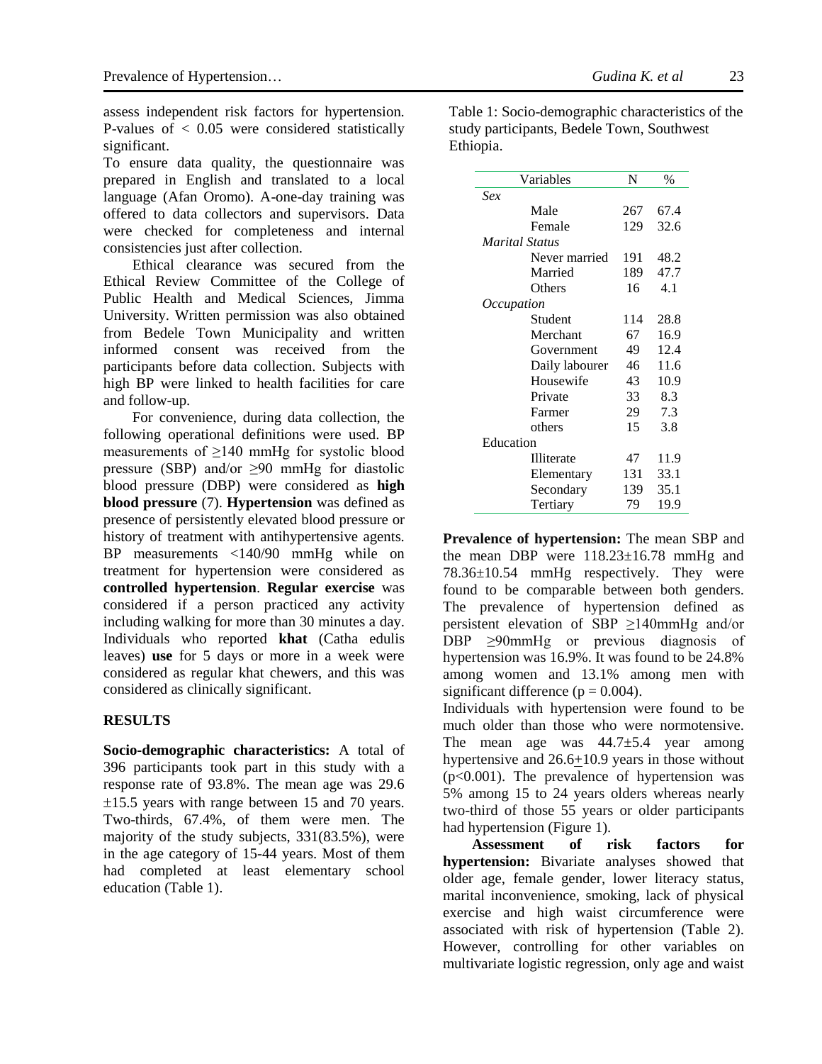assess independent risk factors for hypertension. P-values of < 0.05 were considered statistically significant.

To ensure data quality, the questionnaire was prepared in English and translated to a local language (Afan Oromo). A-one-day training was offered to data collectors and supervisors. Data were checked for completeness and internal consistencies just after collection.

Ethical clearance was secured from the Ethical Review Committee of the College of Public Health and Medical Sciences, Jimma University. Written permission was also obtained from Bedele Town Municipality and written informed consent was received from the participants before data collection. Subjects with high BP were linked to health facilities for care and follow-up.

For convenience, during data collection, the following operational definitions were used. BP measurements of ≥140 mmHg for systolic blood pressure (SBP) and/or ≥90 mmHg for diastolic blood pressure (DBP) were considered as **high blood pressure** (7). **Hypertension** was defined as presence of persistently elevated blood pressure or history of treatment with antihypertensive agents. BP measurements <140/90 mmHg while on treatment for hypertension were considered as **controlled hypertension**. **Regular exercise** was considered if a person practiced any activity including walking for more than 30 minutes a day. Individuals who reported **khat** (Catha edulis leaves) **use** for 5 days or more in a week were considered as regular khat chewers, and this was considered as clinically significant.

## RESULTS

**Socio-demographic characteristics:** A total of 396 participants took part in this study with a response rate of 93.8%. The mean age was 29.6 ±15.5 years with range between 15 and 70 years. Two-thirds, 67.4%, of them were men. The majority of the study subjects, 331(83.5%), were in the age category of 15-44 years. Most of them had completed at least elementary school education (Table 1).

Table 1: Socio-demographic characteristics of the study participants, Bedele Town, Southwest Ethiopia.

| Variables | N | % |
|---|---|---|
| *Sex* | | |
| Male | 267 | 67.4 |
| Female | 129 | 32.6 |
| *Marital Status* | | |
| Never married | 191 | 48.2 |
| Married | 189 | 47.7 |
| Others | 16 | 4.1 |
| *Occupation* | | |
| Student | 114 | 28.8 |
| Merchant | 67 | 16.9 |
| Government | 49 | 12.4 |
| Daily labourer | 46 | 11.6 |
| Housewife | 43 | 10.9 |
| Private | 33 | 8.3 |
| Farmer | 29 | 7.3 |
| others | 15 | 3.8 |
| Education | | |
| Illiterate | 47 | 11.9 |
| Elementary | 131 | 33.1 |
| Secondary | 139 | 35.1 |
| Tertiary | 79 | 19.9 |

**Prevalence of hypertension:** The mean SBP and the mean DBP were 118.23±16.78 mmHg and 78.36±10.54 mmHg respectively. They were found to be comparable between both genders. The prevalence of hypertension defined as persistent elevation of SBP ≥140mmHg and/or DBP ≥90mmHg or previous diagnosis of hypertension was 16.9%. It was found to be 24.8% among women and 13.1% among men with significant difference (p = 0.004).

Individuals with hypertension were found to be much older than those who were normotensive. The mean age was 44.7±5.4 year among hypertensive and 26.6±10.9 years in those without (p<0.001). The prevalence of hypertension was 5% among 15 to 24 years olders whereas nearly two-third of those 55 years or older participants had hypertension (Figure 1).

**Assessment of risk factors for hypertension:** Bivariate analyses showed that older age, female gender, lower literacy status, marital inconvenience, smoking, lack of physical exercise and high waist circumference were associated with risk of hypertension (Table 2). However, controlling for other variables on multivariate logistic regression, only age and waist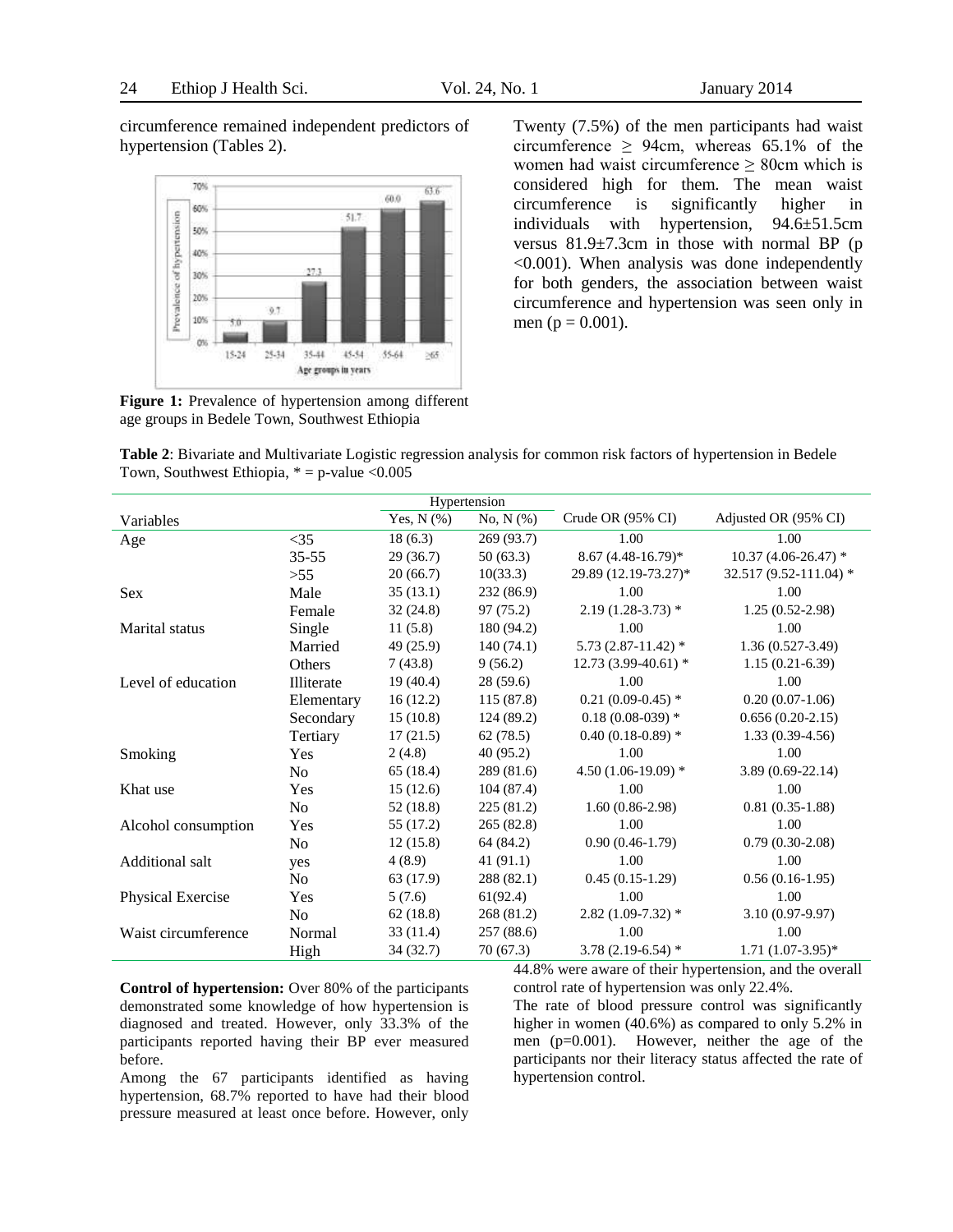circumference remained independent predictors of hypertension (Tables 2).

70%
60%
50%
40%
30%
20%
10%
0%
Prevalence of hypertension
5.0
9.7
27.3
51.7
60.0
63.6
15-24
25-34
35-44
45-54
55-64
≥65
Age groups in years

**Figure 1:** Prevalence of hypertension among different age groups in Bedele Town, Southwest Ethiopia

Twenty (7.5%) of the men participants had waist circumference ≥ 94cm, whereas 65.1% of the women had waist circumference ≥ 80cm which is considered high for them. The mean waist circumference is significantly higher in individuals with hypertension, 94.6±51.5cm versus 81.9±7.3cm in those with normal BP (p <0.001). When analysis was done independently for both genders, the association between waist circumference and hypertension was seen only in men (p = 0.001).

**Table 2**: Bivariate and Multivariate Logistic regression analysis for common risk factors of hypertension in Bedele Town, Southwest Ethiopia, * = p-value <0.005

| | | Hypertension | | | |
|---|---|---|---|---|---|
| Variables | | Yes, N (%) | No, N (%) | Crude OR (95% CI) | Adjusted OR (95% CI) |
| Age | <35 | 18 (6.3) | 269 (93.7) | 1.00 | 1.00 |
| | 35-55 | 29 (36.7) | 50 (63.3) | 8.67 (4.48-16.79)* | 10.37 (4.06-26.47) * |
| | >55 | 20 (66.7) | 10(33.3) | 29.89 (12.19-73.27)* | 32.517 (9.52-111.04) * |
| Sex | Male | 35 (13.1) | 232 (86.9) | 1.00 | 1.00 |
| | Female | 32 (24.8) | 97 (75.2) | 2.19 (1.28-3.73) * | 1.25 (0.52-2.98) |
| Marital status | Single | 11 (5.8) | 180 (94.2) | 1.00 | 1.00 |
| | Married | 49 (25.9) | 140 (74.1) | 5.73 (2.87-11.42) * | 1.36 (0.527-3.49) |
| | Others | 7 (43.8) | 9 (56.2) | 12.73 (3.99-40.61) * | 1.15 (0.21-6.39) |
| Level of education | Illiterate | 19 (40.4) | 28 (59.6) | 1.00 | 1.00 |
| | Elementary | 16 (12.2) | 115 (87.8) | 0.21 (0.09-0.45) * | 0.20 (0.07-1.06) |
| | Secondary | 15 (10.8) | 124 (89.2) | 0.18 (0.08-039) * | 0.656 (0.20-2.15) |
| | Tertiary | 17 (21.5) | 62 (78.5) | 0.40 (0.18-0.89) * | 1.33 (0.39-4.56) |
| Smoking | Yes | 2 (4.8) | 40 (95.2) | 1.00 | 1.00 |
| | No | 65 (18.4) | 289 (81.6) | 4.50 (1.06-19.09) * | 3.89 (0.69-22.14) |
| Khat use | Yes | 15 (12.6) | 104 (87.4) | 1.00 | 1.00 |
| | No | 52 (18.8) | 225 (81.2) | 1.60 (0.86-2.98) | 0.81 (0.35-1.88) |
| Alcohol consumption | Yes | 55 (17.2) | 265 (82.8) | 1.00 | 1.00 |
| | No | 12 (15.8) | 64 (84.2) | 0.90 (0.46-1.79) | 0.79 (0.30-2.08) |
| Additional salt | yes | 4 (8.9) | 41 (91.1) | 1.00 | 1.00 |
| | No | 63 (17.9) | 288 (82.1) | 0.45 (0.15-1.29) | 0.56 (0.16-1.95) |
| Physical Exercise | Yes | 5 (7.6) | 61(92.4) | 1.00 | 1.00 |
| | No | 62 (18.8) | 268 (81.2) | 2.82 (1.09-7.32) * | 3.10 (0.97-9.97) |
| Waist circumference | Normal | 33 (11.4) | 257 (88.6) | 1.00 | 1.00 |
| | High | 34 (32.7) | 70 (67.3) | 3.78 (2.19-6.54) * | 1.71 (1.07-3.95)* |

**Control of hypertension:** Over 80% of the participants demonstrated some knowledge of how hypertension is diagnosed and treated. However, only 33.3% of the participants reported having their BP ever measured before.

Among the 67 participants identified as having hypertension, 68.7% reported to have had their blood pressure measured at least once before. However, only 44.8% were aware of their hypertension, and the overall control rate of hypertension was only 22.4%.

The rate of blood pressure control was significantly higher in women (40.6%) as compared to only 5.2% in men (p=0.001). However, neither the age of the participants nor their literacy status affected the rate of hypertension control.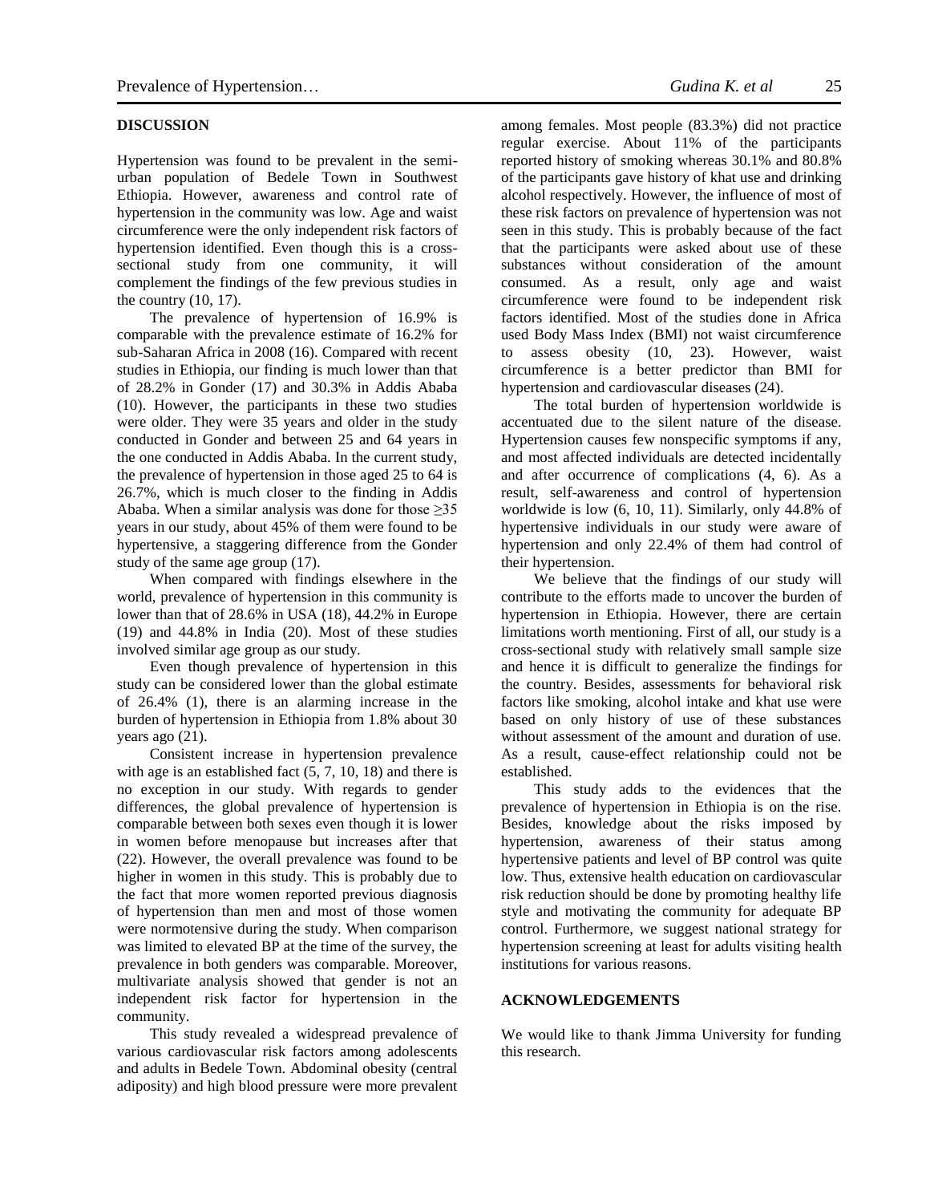## DISCUSSION

Hypertension was found to be prevalent in the semi-urban population of Bedele Town in Southwest Ethiopia. However, awareness and control rate of hypertension in the community was low. Age and waist circumference were the only independent risk factors of hypertension identified. Even though this is a cross-sectional study from one community, it will complement the findings of the few previous studies in the country (10, 17).

The prevalence of hypertension of 16.9% is comparable with the prevalence estimate of 16.2% for sub-Saharan Africa in 2008 (16). Compared with recent studies in Ethiopia, our finding is much lower than that of 28.2% in Gonder (17) and 30.3% in Addis Ababa (10). However, the participants in these two studies were older. They were 35 years and older in the study conducted in Gonder and between 25 and 64 years in the one conducted in Addis Ababa. In the current study, the prevalence of hypertension in those aged 25 to 64 is 26.7%, which is much closer to the finding in Addis Ababa. When a similar analysis was done for those ≥35 years in our study, about 45% of them were found to be hypertensive, a staggering difference from the Gonder study of the same age group (17).

When compared with findings elsewhere in the world, prevalence of hypertension in this community is lower than that of 28.6% in USA (18), 44.2% in Europe (19) and 44.8% in India (20). Most of these studies involved similar age group as our study.

Even though prevalence of hypertension in this study can be considered lower than the global estimate of 26.4% (1), there is an alarming increase in the burden of hypertension in Ethiopia from 1.8% about 30 years ago (21).

Consistent increase in hypertension prevalence with age is an established fact (5, 7, 10, 18) and there is no exception in our study. With regards to gender differences, the global prevalence of hypertension is comparable between both sexes even though it is lower in women before menopause but increases after that (22). However, the overall prevalence was found to be higher in women in this study. This is probably due to the fact that more women reported previous diagnosis of hypertension than men and most of those women were normotensive during the study. When comparison was limited to elevated BP at the time of the survey, the prevalence in both genders was comparable. Moreover, multivariate analysis showed that gender is not an independent risk factor for hypertension in the community.

This study revealed a widespread prevalence of various cardiovascular risk factors among adolescents and adults in Bedele Town. Abdominal obesity (central adiposity) and high blood pressure were more prevalent among females. Most people (83.3%) did not practice regular exercise. About 11% of the participants reported history of smoking whereas 30.1% and 80.8% of the participants gave history of khat use and drinking alcohol respectively. However, the influence of most of these risk factors on prevalence of hypertension was not seen in this study. This is probably because of the fact that the participants were asked about use of these substances without consideration of the amount consumed. As a result, only age and waist circumference were found to be independent risk factors identified. Most of the studies done in Africa used Body Mass Index (BMI) not waist circumference to assess obesity (10, 23). However, waist circumference is a better predictor than BMI for hypertension and cardiovascular diseases (24).

The total burden of hypertension worldwide is accentuated due to the silent nature of the disease. Hypertension causes few nonspecific symptoms if any, and most affected individuals are detected incidentally and after occurrence of complications (4, 6). As a result, self-awareness and control of hypertension worldwide is low (6, 10, 11). Similarly, only 44.8% of hypertensive individuals in our study were aware of hypertension and only 22.4% of them had control of their hypertension.

We believe that the findings of our study will contribute to the efforts made to uncover the burden of hypertension in Ethiopia. However, there are certain limitations worth mentioning. First of all, our study is a cross-sectional study with relatively small sample size and hence it is difficult to generalize the findings for the country. Besides, assessments for behavioral risk factors like smoking, alcohol intake and khat use were based on only history of use of these substances without assessment of the amount and duration of use. As a result, cause-effect relationship could not be established.

This study adds to the evidences that the prevalence of hypertension in Ethiopia is on the rise. Besides, knowledge about the risks imposed by hypertension, awareness of their status among hypertensive patients and level of BP control was quite low. Thus, extensive health education on cardiovascular risk reduction should be done by promoting healthy life style and motivating the community for adequate BP control. Furthermore, we suggest national strategy for hypertension screening at least for adults visiting health institutions for various reasons.

## ACKNOWLEDGEMENTS

We would like to thank Jimma University for funding this research.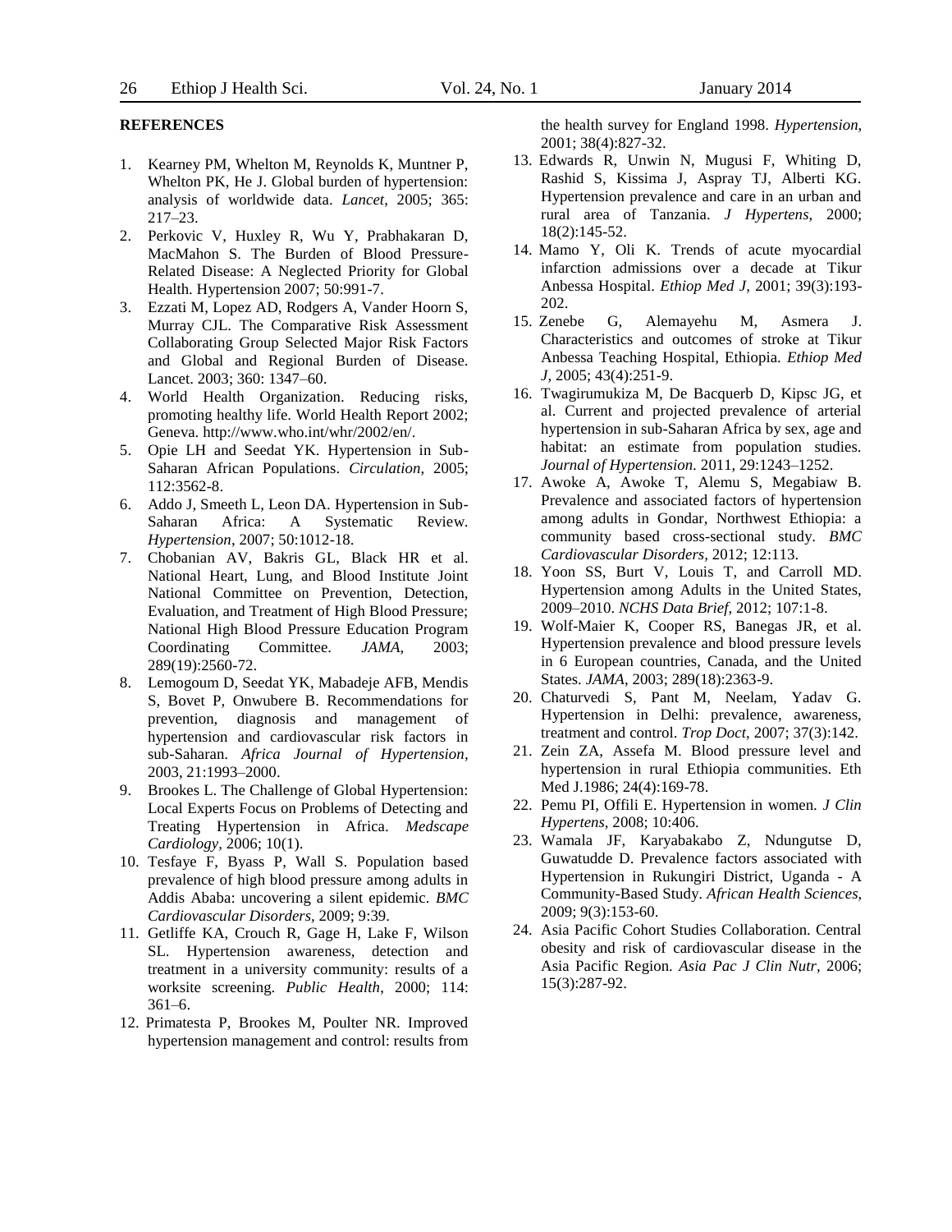**REFERENCES**

1. Kearney PM, Whelton M, Reynolds K, Muntner P, Whelton PK, He J. Global burden of hypertension: analysis of worldwide data. *Lancet*, 2005; 365: 217–23.
2. Perkovic V, Huxley R, Wu Y, Prabhakaran D, MacMahon S. The Burden of Blood Pressure-Related Disease: A Neglected Priority for Global Health. Hypertension 2007; 50:991-7.
3. Ezzati M, Lopez AD, Rodgers A, Vander Hoorn S, Murray CJL. The Comparative Risk Assessment Collaborating Group Selected Major Risk Factors and Global and Regional Burden of Disease. Lancet. 2003; 360: 1347–60.
4. World Health Organization. Reducing risks, promoting healthy life. World Health Report 2002; Geneva. http://www.who.int/whr/2002/en/.
5. Opie LH and Seedat YK. Hypertension in Sub-Saharan African Populations. *Circulation*, 2005; 112:3562-8.
6. Addo J, Smeeth L, Leon DA. Hypertension in Sub-Saharan Africa: A Systematic Review. *Hypertension*, 2007; 50:1012-18.
7. Chobanian AV, Bakris GL, Black HR et al. National Heart, Lung, and Blood Institute Joint National Committee on Prevention, Detection, Evaluation, and Treatment of High Blood Pressure; National High Blood Pressure Education Program Coordinating Committee. *JAMA*, 2003; 289(19):2560-72.
8. Lemogoum D, Seedat YK, Mabadeje AFB, Mendis S, Bovet P, Onwubere B. Recommendations for prevention, diagnosis and management of hypertension and cardiovascular risk factors in sub-Saharan. *Africa Journal of Hypertension*, 2003, 21:1993–2000.
9. Brookes L. The Challenge of Global Hypertension: Local Experts Focus on Problems of Detecting and Treating Hypertension in Africa. *Medscape Cardiology*, 2006; 10(1).
10. Tesfaye F, Byass P, Wall S. Population based prevalence of high blood pressure among adults in Addis Ababa: uncovering a silent epidemic. *BMC Cardiovascular Disorders*, 2009; 9:39.
11. Getliffe KA, Crouch R, Gage H, Lake F, Wilson SL. Hypertension awareness, detection and treatment in a university community: results of a worksite screening. *Public Health*, 2000; 114: 361–6.
12. Primatesta P, Brookes M, Poulter NR. Improved hypertension management and control: results from the health survey for England 1998. *Hypertension*, 2001; 38(4):827-32.
13. Edwards R, Unwin N, Mugusi F, Whiting D, Rashid S, Kissima J, Aspray TJ, Alberti KG. Hypertension prevalence and care in an urban and rural area of Tanzania. *J Hypertens*, 2000; 18(2):145-52.
14. Mamo Y, Oli K. Trends of acute myocardial infarction admissions over a decade at Tikur Anbessa Hospital. *Ethiop Med J*, 2001; 39(3):193-202.
15. Zenebe G, Alemayehu M, Asmera J. Characteristics and outcomes of stroke at Tikur Anbessa Teaching Hospital, Ethiopia. *Ethiop Med J*, 2005; 43(4):251-9.
16. Twagirumukiza M, De Bacquerb D, Kipsc JG, et al. Current and projected prevalence of arterial hypertension in sub-Saharan Africa by sex, age and habitat: an estimate from population studies. *Journal of Hypertension*. 2011, 29:1243–1252.
17. Awoke A, Awoke T, Alemu S, Megabiaw B. Prevalence and associated factors of hypertension among adults in Gondar, Northwest Ethiopia: a community based cross-sectional study. *BMC Cardiovascular Disorders*, 2012; 12:113.
18. Yoon SS, Burt V, Louis T, and Carroll MD. Hypertension among Adults in the United States, 2009–2010. *NCHS Data Brief*, 2012; 107:1-8.
19. Wolf-Maier K, Cooper RS, Banegas JR, et al. Hypertension prevalence and blood pressure levels in 6 European countries, Canada, and the United States. *JAMA*, 2003; 289(18):2363-9.
20. Chaturvedi S, Pant M, Neelam, Yadav G. Hypertension in Delhi: prevalence, awareness, treatment and control. *Trop Doct*, 2007; 37(3):142.
21. Zein ZA, Assefa M. Blood pressure level and hypertension in rural Ethiopia communities. Eth Med J.1986; 24(4):169-78.
22. Pemu PI, Offili E. Hypertension in women. *J Clin Hypertens*, 2008; 10:406.
23. Wamala JF, Karyabakabo Z, Ndungutse D, Guwatudde D. Prevalence factors associated with Hypertension in Rukungiri District, Uganda - A Community-Based Study. *African Health Sciences*, 2009; 9(3):153-60.
24. Asia Pacific Cohort Studies Collaboration. Central obesity and risk of cardiovascular disease in the Asia Pacific Region. *Asia Pac J Clin Nutr*, 2006; 15(3):287-92.